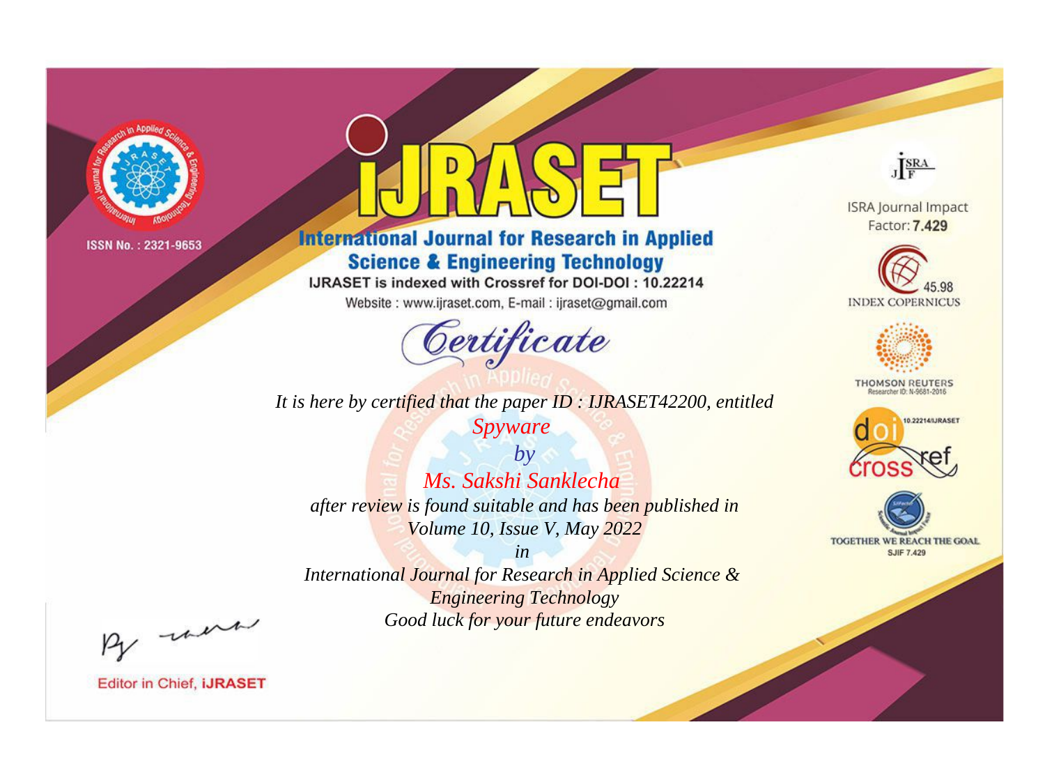ISSN No. : 2321-9653

# IJRASET

## International Journal for Research in Applied Science & Engineering Technology

IJRASET is indexed with Crossref for DOI-DOI : 10.22214

Website : www.ijraset.com, E-mail : ijraset@gmail.com

## Certificate

*It is here by certified that the paper ID : IJRASET42200, entitled*

*Spyware*

*by*

*Ms. Sakshi Sanklecha*

*after review is found suitable and has been published in*

*Volume 10, Issue V, May 2022*

*in*

*International Journal for Research in Applied Science & Engineering Technology*

*Good luck for your future endeavors*

ISRA Journal Impact Factor: **7.429**

45.98 INDEX COPERNICUS

THOMSON REUTERS Researcher ID: N-9681-2016

10.22214/IJRASET

TOGETHER WE REACH THE GOAL SJIF 7.429

Editor in Chief, **IJRASET**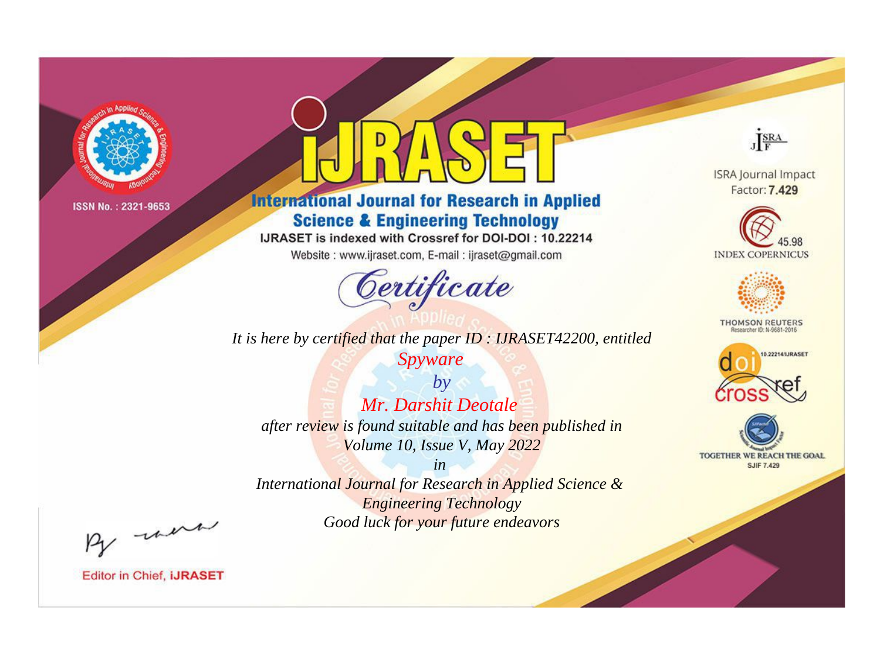ISSN No. : 2321-9653

# IJRASET

## International Journal for Research in Applied Science & Engineering Technology

IJRASET is indexed with Crossref for DOI-DOI : 10.22214

Website : www.ijraset.com, E-mail : ijraset@gmail.com

ISRA Journal Impact Factor: **7.429**

45.98 INDEX COPERNICUS

THOMSON REUTERS Researcher ID: N-9681-2016

10.22214/IJRASET

TOGETHER WE REACH THE GOAL SJIF 7.429

*Certificate*

*It is here by certified that the paper ID : IJRASET42200, entitled*

*Spyware*

*by*

*Mr. Darshit Deotale*

*after review is found suitable and has been published in*

*Volume 10, Issue V, May 2022*

*in*

*International Journal for Research in Applied Science & Engineering Technology*

*Good luck for your future endeavors*

Editor in Chief, **iJRASET**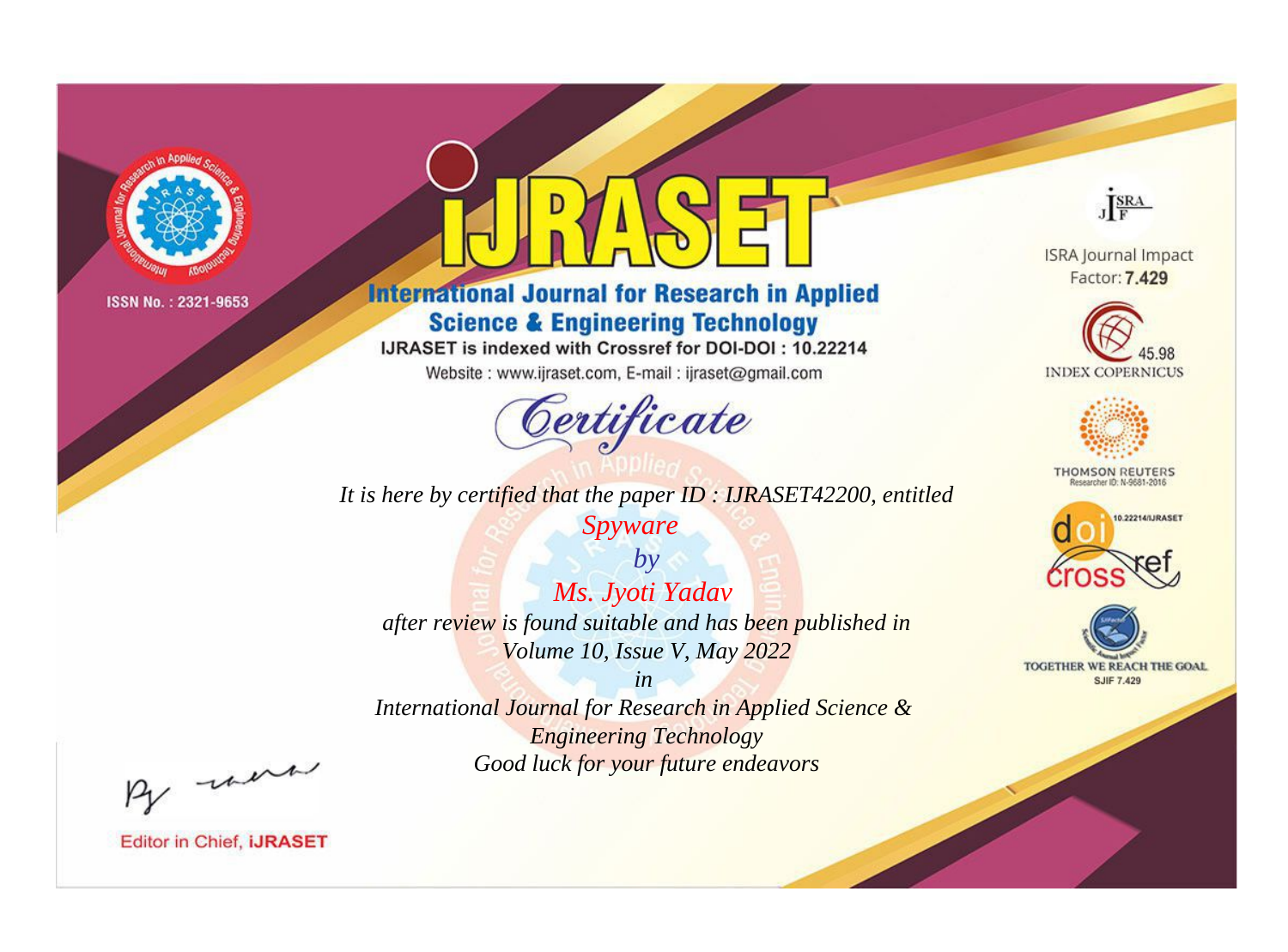ISSN No. : 2321-9653

# iJRASET

## International Journal for Research in Applied Science & Engineering Technology

IJRASET is indexed with Crossref for DOI-DOI : 10.22214

Website : www.ijraset.com, E-mail : ijraset@gmail.com

# Certificate

*It is here by certified that the paper ID : IJRASET42200, entitled*

*Spyware*

*by*

*Ms. Jyoti Yadav*

*after review is found suitable and has been published in*

*Volume 10, Issue V, May 2022*

*in*

*International Journal for Research in Applied Science & Engineering Technology*

*Good luck for your future endeavors*

ISRA Journal Impact Factor: **7.429**

45.98 INDEX COPERNICUS

THOMSON REUTERS Researcher ID: N-9681-2016

10.22214/IJRASET

TOGETHER WE REACH THE GOAL SJIF 7.429

Editor in Chief, **iJRASET**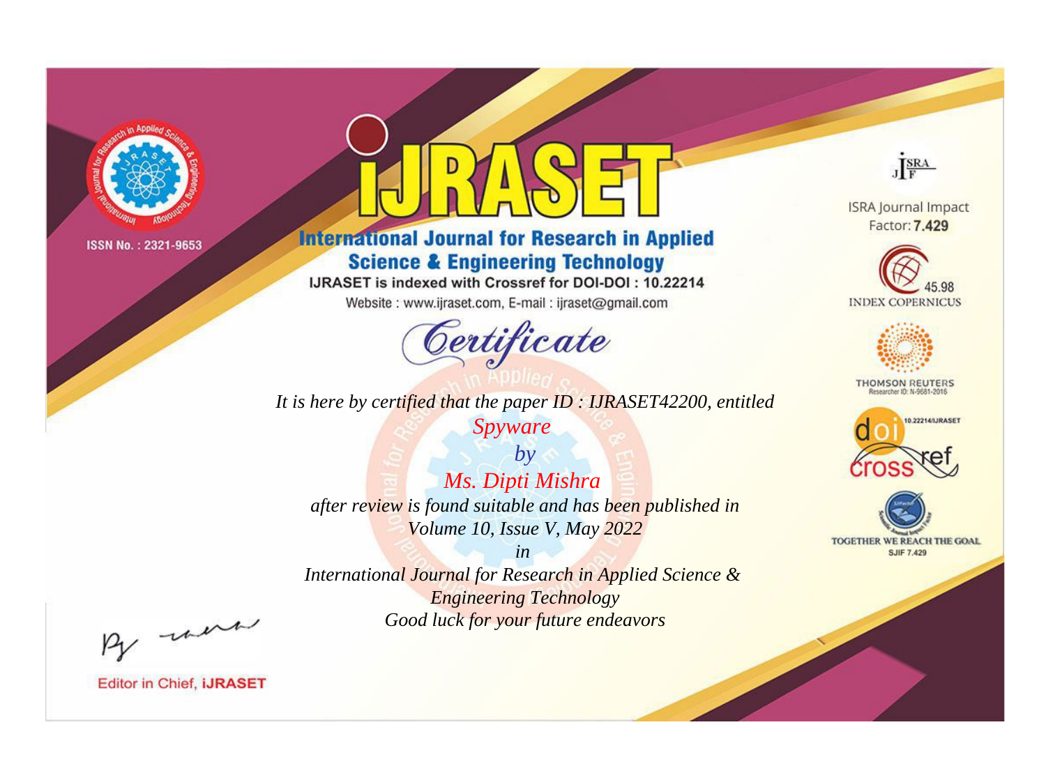ISSN No. : 2321-9653

# iJRASET

## International Journal for Research in Applied Science & Engineering Technology

IJRASET is indexed with Crossref for DOI-DOI : 10.22214

Website : www.ijraset.com, E-mail : ijraset@gmail.com

ISRA Journal Impact Factor: **7.429**

45.98 INDEX COPERNICUS

THOMSON REUTERS Researcher ID: N-9681-2016

10.22214/IJRASET

TOGETHER WE REACH THE GOAL SJIF 7.429

# *Certificate*

*It is here by certified that the paper ID : IJRASET42200, entitled*

*Spyware*

*by*

*Ms. Dipti Mishra*

*after review is found suitable and has been published in*

*Volume 10, Issue V, May 2022*

*in*

*International Journal for Research in Applied Science & Engineering Technology*

*Good luck for your future endeavors*

Editor in Chief, **iJRASET**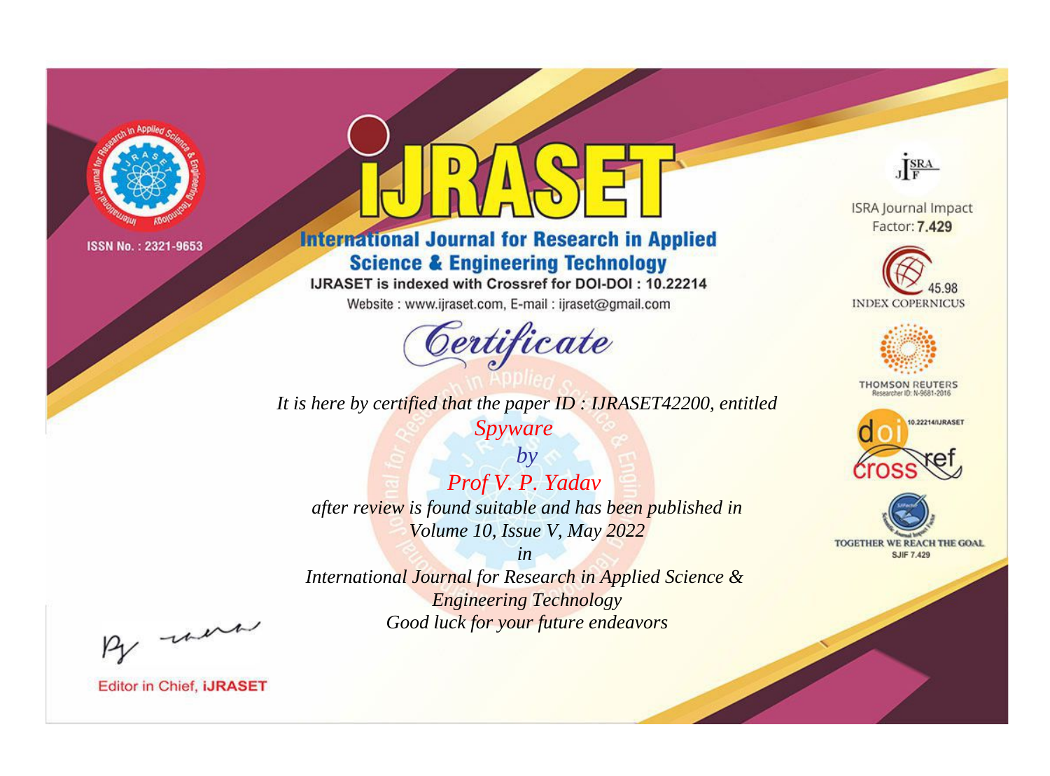ISSN No. : 2321-9653

# IJRASET

## International Journal for Research in Applied Science & Engineering Technology

IJRASET is indexed with Crossref for DOI-DOI : 10.22214

Website : www.ijraset.com, E-mail : ijraset@gmail.com

*Certificate*

*It is here by certified that the paper ID : IJRASET42200, entitled*

*Spyware*

*by*

*Prof V. P. Yadav*

*after review is found suitable and has been published in*

*Volume 10, Issue V, May 2022*

*in*

*International Journal for Research in Applied Science & Engineering Technology*

*Good luck for your future endeavors*

ISRA Journal Impact Factor: **7.429**

45.98 INDEX COPERNICUS

THOMSON REUTERS Researcher ID: N-9681-2016

10.22214/IJRASET

TOGETHER WE REACH THE GOAL SJIF 7.429

Editor in Chief, **iJRASET**